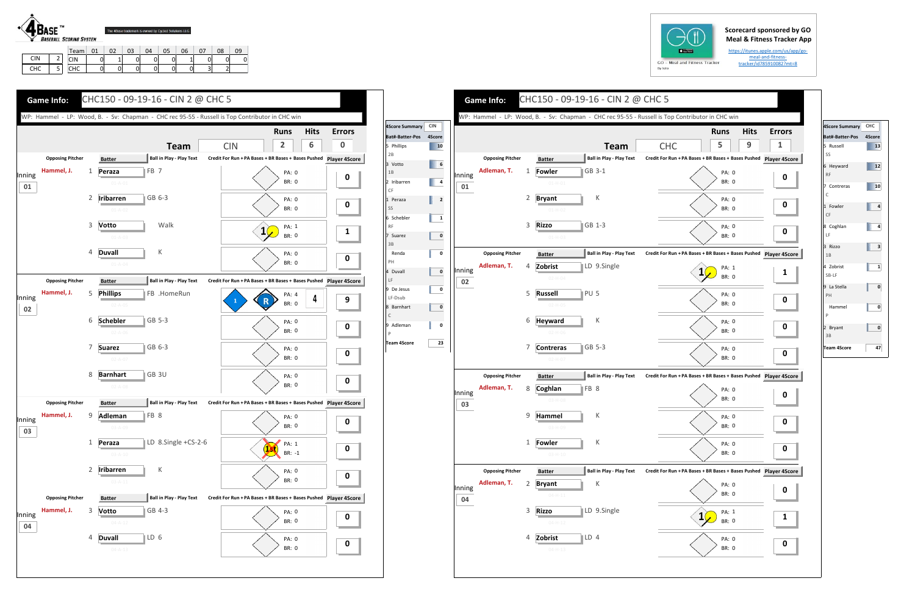**4BASE™ BASEBALL SCORING SYSTEM**

The 4Base trademark is owned by Cycled Solutions LLC

| | | Team | 01 | 02 | 03 | 04 | 05 | 06 | 07 | 08 | 09 |
|---|---|---|---|---|---|---|---|---|---|---|---|
| CIN | 2 | CIN | 0 | 1 | 0 | 0 | 0 | 1 | 0 | 0 | 0 |
| CHC | 5 | CHC | 0 | 0 | 0 | 0 | 0 | 0 | 3 | 2 | |

Scorecard sponsored by GO Meal & Fitness Tracker App

GO - Meal and Fitness Tracker By Iolo

https://itunes.apple.com/us/app/go-meal-and-fitness-tracker/id785910082?mt=8

## Game Info: CHC150 - 09-19-16 - CIN 2 @ CHC 5

WP: Hammel - LP: Wood, B. - Sv: Chapman - CHC rec 95-55 - Russell is Top Contributor in CHC win

| Team | Runs | Hits | Errors |
|---|---|---|---|
| CIN | 2 | 6 | 0 |

| Inning | Opposing Pitcher | # | Batter | Ball in Play - Play Text | PA | BR | Player 4Score |
|---|---|---|---|---|---|---|---|
| 01 | Hammel, J. | 1 | Peraza | FB 7 | 0 | 0 | 0 |
| | | 2 | Iribarren | GB 6-3 | 0 | 0 | 0 |
| | | 3 | Votto | Walk | 1 | 0 | 1 |
| | | 4 | Duvall | K | 0 | 0 | 0 |
| 02 | Hammel, J. | 5 | Phillips | FB .HomeRun | 4 | 0 | 9 |
| | | 6 | Schebler | GB 5-3 | 0 | 0 | 0 |
| | | 7 | Suarez | GB 6-3 | 0 | 0 | 0 |
| | | 8 | Barnhart | GB 3U | 0 | 0 | 0 |
| 03 | Hammel, J. | 9 | Adleman | FB 8 | 0 | 0 | 0 |
| | | 1 | Peraza | LD 8.Single +CS-2-6 | 1 | -1 | 0 |
| | | 2 | Iribarren | K | 0 | 0 | 0 |
| 04 | Hammel, J. | 3 | Votto | GB 4-3 | 0 | 0 | 0 |
| | | 4 | Duvall | LD 6 | 0 | 0 | 0 |

| 4Score Summary CIN | |
|---|---|
| Bat#-Batter-Pos | 4Score |
| 5 Phillips 2B | 10 |
| 3 Votto 1B | 6 |
| 2 Iribarren CF | 4 |
| 1 Peraza SS | 2 |
| 6 Schebler RF | 1 |
| 7 Suarez 3B | 0 |
| Renda PH | 0 |
| 4 Duvall LF | 0 |
| 9 De Jesus LF-Dsub | 0 |
| 8 Barnhart C | 0 |
| 9 Adleman P | 0 |
| Team 4Score | 23 |

## Game Info: CHC150 - 09-19-16 - CIN 2 @ CHC 5

WP: Hammel - LP: Wood, B. - Sv: Chapman - CHC rec 95-55 - Russell is Top Contributor in CHC win

| Team | Runs | Hits | Errors |
|---|---|---|---|
| CHC | 5 | 9 | 1 |

| Inning | Opposing Pitcher | # | Batter | Ball in Play - Play Text | PA | BR | Player 4Score |
|---|---|---|---|---|---|---|---|
| 01 | Adleman, T. | 1 | Fowler | GB 3-1 | 0 | 0 | 0 |
| | | 2 | Bryant | K | 0 | 0 | 0 |
| | | 3 | Rizzo | GB 1-3 | 0 | 0 | 0 |
| 02 | Adleman, T. | 4 | Zobrist | LD 9.Single | 1 | 0 | 1 |
| | | 5 | Russell | PU 5 | 0 | 0 | 0 |
| | | 6 | Heyward | K | 0 | 0 | 0 |
| | | 7 | Contreras | GB 5-3 | 0 | 0 | 0 |
| 03 | Adleman, T. | 8 | Coghlan | FB 8 | 0 | 0 | 0 |
| | | 9 | Hammel | K | 0 | 0 | 0 |
| | | 1 | Fowler | K | 0 | 0 | 0 |
| 04 | Adleman, T. | 2 | Bryant | K | 0 | 0 | 0 |
| | | 3 | Rizzo | LD 9.Single | 1 | 0 | 1 |
| | | 4 | Zobrist | LD 4 | 0 | 0 | 0 |

| 4Score Summary CHC | |
|---|---|
| Bat#-Batter-Pos | 4Score |
| 5 Russell SS | 13 |
| 6 Heyward RF | 12 |
| 7 Contreras C | 10 |
| 1 Fowler CF | 4 |
| 8 Coghlan LF | 4 |
| 3 Rizzo 1B | 3 |
| 4 Zobrist SB-LF | 1 |
| 9 La Stella PH | 0 |
| Hammel P | 0 |
| 2 Bryant 3B | 0 |
| Team 4Score | 47 |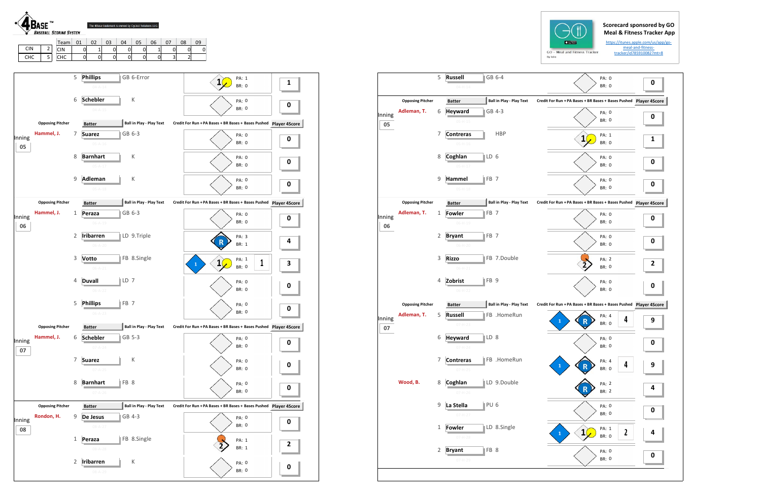**4BASE™ Baseball Scoring System**

The 4Base trademark is owned by Cycled Solutions LLC

| | |
|---|---|
| CIN | 2 |
| CHC | 5 |

| Team | 01 | 02 | 03 | 04 | 05 | 06 | 07 | 08 | 09 |
|---|---|---|---|---|---|---|---|---|---|
| CIN | 0 | 1 | 0 | 0 | 0 | 0 | 1 | 0 | 0 |
| CHC | 0 | 0 | 0 | 0 | 0 | 0 | 0 | 3 | 2 |

Scorecard sponsored by GO Meal & Fitness Tracker App

GO - Meal and Fitness Tracker

https://itunes.apple.com/us/app/go-meal-and-fitness-tracker/id785910082?mt=8

## CIN

| Inning | Opposing Pitcher | # | Batter | Ball in Play - Play Text | PA | BR | Player 4Score |
|---|---|---|---|---|---|---|---|
| | | 5 | Phillips | GB 6-Error | 1 | 0 | 1 |
| | | 6 | Schebler | K | 0 | 0 | 0 |
| 05 | Hammel, J. | 7 | Suarez | GB 6-3 | 0 | 0 | 0 |
| | | 8 | Barnhart | K | 0 | 0 | 0 |
| | | 9 | Adleman | K | 0 | 0 | 0 |
| 06 | Hammel, J. | 1 | Peraza | GB 6-3 | 0 | 0 | 0 |
| | | 2 | Iribarren | LD 9.Triple | 3 | 1 | 4 |
| | | 3 | Votto | FB 8.Single | 1 | 0 | 3 |
| | | 4 | Duvall | LD 7 | 0 | 0 | 0 |
| | | 5 | Phillips | FB 7 | 0 | 0 | 0 |
| 07 | Hammel, J. | 6 | Schebler | GB 5-3 | 0 | 0 | 0 |
| | | 7 | Suarez | K | 0 | 0 | 0 |
| | | 8 | Barnhart | FB 8 | 0 | 0 | 0 |
| 08 | Rondon, H. | 9 | De Jesus | GB 4-3 | 0 | 0 | 0 |
| | | 1 | Peraza | FB 8.Single | 1 | 1 | 2 |
| | | 2 | Iribarren | K | 0 | 0 | 0 |

## CHC

| Inning | Opposing Pitcher | # | Batter | Ball in Play - Play Text | PA | BR | Player 4Score |
|---|---|---|---|---|---|---|---|
| | | 5 | Russell | GB 6-4 | 0 | 0 | 0 |
| 05 | Adleman, T. | 6 | Heyward | GB 4-3 | 0 | 0 | 0 |
| | | 7 | Contreras | HBP | 1 | 0 | 1 |
| | | 8 | Coghlan | LD 6 | 0 | 0 | 0 |
| | | 9 | Hammel | FB 7 | 0 | 0 | 0 |
| 06 | Adleman, T. | 1 | Fowler | FB 7 | 0 | 0 | 0 |
| | | 2 | Bryant | FB 7 | 0 | 0 | 0 |
| | | 3 | Rizzo | FB 7.Double | 2 | 0 | 2 |
| | | 4 | Zobrist | FB 9 | 0 | 0 | 0 |
| 07 | Adleman, T. | 5 | Russell | FB .HomeRun | 4 | 0 | 9 |
| | | 6 | Heyward | LD 8 | 0 | 0 | 0 |
| | | 7 | Contreras | FB .HomeRun | 4 | 0 | 9 |
| | Wood, B. | 8 | Coghlan | LD 9.Double | 2 | 2 | 4 |
| | | 9 | La Stella | PU 6 | 0 | 0 | 0 |
| | | 1 | Fowler | LD 8.Single | 1 | 0 | 4 |
| | | 2 | Bryant | FB 8 | 0 | 0 | 0 |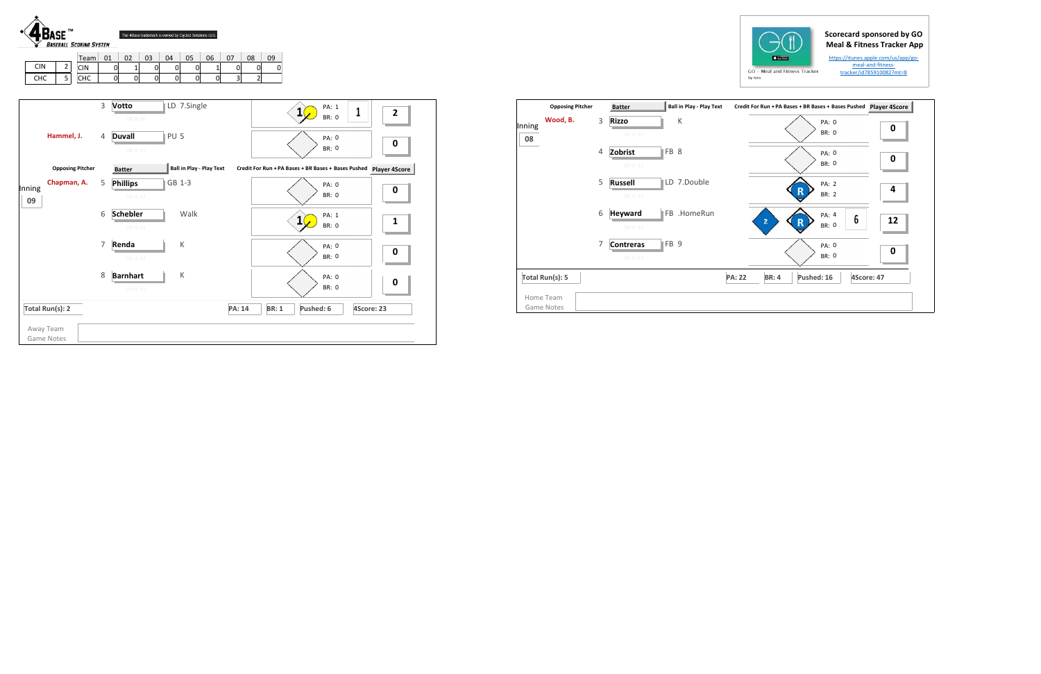4BASE™ BASEBALL SCORING SYSTEM

The 4Base trademark is owned by Cycled Solutions LLC

| | | Team | 01 | 02 | 03 | 04 | 05 | 06 | 07 | 08 | 09 |
|---|---|---|---|---|---|---|---|---|---|---|---|
| CIN | 2 | CIN | 0 | 1 | 0 | 0 | 0 | 1 | 0 | 0 | 0 |
| CHC | 5 | CHC | 0 | 0 | 0 | 0 | 0 | 0 | 3 | 2 | |

Scorecard sponsored by GO Meal & Fitness Tracker App

https://itunes.apple.com/us/app/go-meal-and-fitness-tracker/id785910082?mt=8

GO - Meal and Fitness Tracker By Iolo

## Away Team

| Opposing Pitcher | # | Batter | Ball in Play - Play Text | Credit For Run + PA Bases + BR Bases + Bases Pushed | Player 4Score |
|---|---|---|---|---|---|
| | 3 | Votto | LD 7.Single | 1; PA: 1; BR: 0; 1 | 2 |
| Hammel, J. | 4 | Duvall | PU 5 | PA: 0; BR: 0 | 0 |
| Chapman, A. (Inning 09) | 5 | Phillips | GB 1-3 | PA: 0; BR: 0 | 0 |
| | 6 | Schebler | Walk | 1; PA: 1; BR: 0 | 1 |
| | 7 | Renda | K | PA: 0; BR: 0 | 0 |
| | 8 | Barnhart | K | PA: 0; BR: 0 | 0 |

Total Run(s): 2 | PA: 14 | BR: 1 | Pushed: 6 | 4Score: 23

Away Team Game Notes

## Home Team

| Opposing Pitcher | # | Batter | Ball in Play - Play Text | Credit For Run + PA Bases + BR Bases + Bases Pushed | Player 4Score |
|---|---|---|---|---|---|
| Wood, B. (Inning 08) | 3 | Rizzo | K | PA: 0; BR: 0 | 0 |
| | 4 | Zobrist | FB 8 | PA: 0; BR: 0 | 0 |
| | 5 | Russell | LD 7.Double | R; PA: 2; BR: 2 | 4 |
| | 6 | Heyward | FB .HomeRun | 2; R; PA: 4; BR: 0; 6 | 12 |
| | 7 | Contreras | FB 9 | PA: 0; BR: 0 | 0 |

Total Run(s): 5 | PA: 22 | BR: 4 | Pushed: 16 | 4Score: 47

Home Team Game Notes